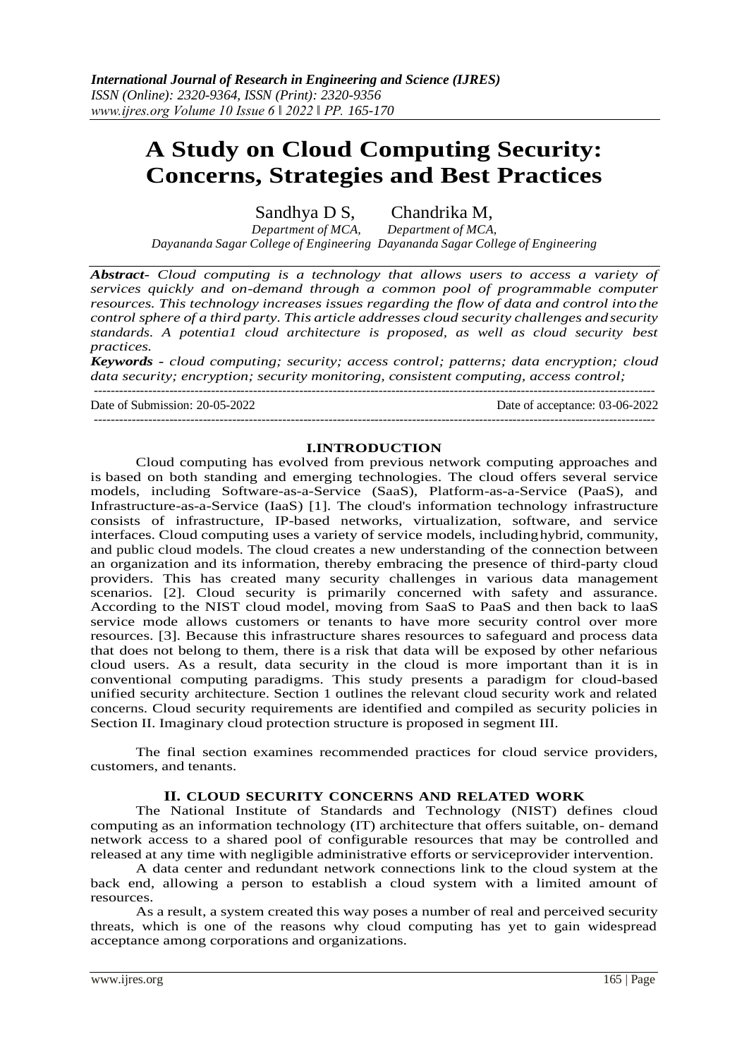# A Study on Cloud Computing Security: Concerns, Strategies and Best Practices

Sandhya D S, Chandrika M,

*Department of MCA, Department of MCA,*

*Dayananda Sagar College of Engineering Dayananda Sagar College of Engineering*

***Abstract-*** *Cloud computing is a technology that allows users to access a variety of services quickly and on-demand through a common pool of programmable computer resources. This technology increases issues regarding the flow of data and control into the control sphere of a third party. This article addresses cloud security challenges and security standards. A potentia1 cloud architecture is proposed, as well as cloud security best practices.*

***Keywords*** *- cloud computing; security; access control; patterns; data encryption; cloud data security; encryption; security monitoring, consistent computing, access control;*

---

Date of Submission: 20-05-2022 Date of acceptance: 03-06-2022

---

## I.INTRODUCTION

Cloud computing has evolved from previous network computing approaches and is based on both standing and emerging technologies. The cloud offers several service models, including Software-as-a-Service (SaaS), Platform-as-a-Service (PaaS), and Infrastructure-as-a-Service (IaaS) [1]. The cloud's information technology infrastructure consists of infrastructure, IP-based networks, virtualization, software, and service interfaces. Cloud computing uses a variety of service models, including hybrid, community, and public cloud models. The cloud creates a new understanding of the connection between an organization and its information, thereby embracing the presence of third-party cloud providers. This has created many security challenges in various data management scenarios. [2]. Cloud security is primarily concerned with safety and assurance. According to the NIST cloud model, moving from SaaS to PaaS and then back to laaS service mode allows customers or tenants to have more security control over more resources. [3]. Because this infrastructure shares resources to safeguard and process data that does not belong to them, there is a risk that data will be exposed by other nefarious cloud users. As a result, data security in the cloud is more important than it is in conventional computing paradigms. This study presents a paradigm for cloud-based unified security architecture. Section 1 outlines the relevant cloud security work and related concerns. Cloud security requirements are identified and compiled as security policies in Section II. Imaginary cloud protection structure is proposed in segment III.

The final section examines recommended practices for cloud service providers, customers, and tenants.

## II. CLOUD SECURITY CONCERNS AND RELATED WORK

The National Institute of Standards and Technology (NIST) defines cloud computing as an information technology (IT) architecture that offers suitable, on- demand network access to a shared pool of configurable resources that may be controlled and released at any time with negligible administrative efforts or serviceprovider intervention.

A data center and redundant network connections link to the cloud system at the back end, allowing a person to establish a cloud system with a limited amount of resources.

As a result, a system created this way poses a number of real and perceived security threats, which is one of the reasons why cloud computing has yet to gain widespread acceptance among corporations and organizations.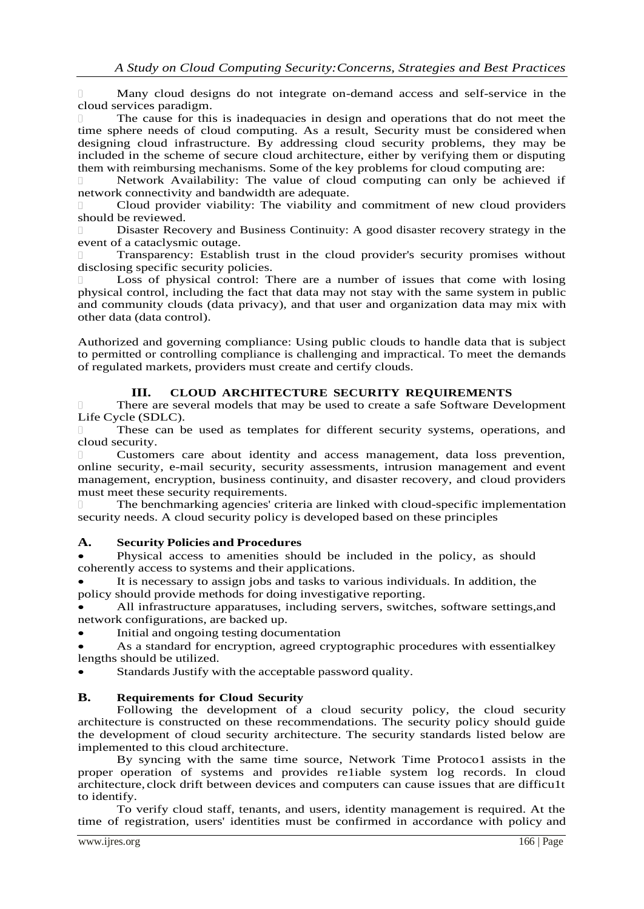- Many cloud designs do not integrate on-demand access and self-service in the cloud services paradigm.
- The cause for this is inadequacies in design and operations that do not meet the time sphere needs of cloud computing. As a result, Security must be considered when designing cloud infrastructure. By addressing cloud security problems, they may be included in the scheme of secure cloud architecture, either by verifying them or disputing them with reimbursing mechanisms. Some of the key problems for cloud computing are:
- Network Availability: The value of cloud computing can only be achieved if network connectivity and bandwidth are adequate.
- Cloud provider viability: The viability and commitment of new cloud providers should be reviewed.
- Disaster Recovery and Business Continuity: A good disaster recovery strategy in the event of a cataclysmic outage.
- Transparency: Establish trust in the cloud provider's security promises without disclosing specific security policies.
- Loss of physical control: There are a number of issues that come with losing physical control, including the fact that data may not stay with the same system in public and community clouds (data privacy), and that user and organization data may mix with other data (data control).

Authorized and governing compliance: Using public clouds to handle data that is subject to permitted or controlling compliance is challenging and impractical. To meet the demands of regulated markets, providers must create and certify clouds.

## III. CLOUD ARCHITECTURE SECURITY REQUIREMENTS

- There are several models that may be used to create a safe Software Development Life Cycle (SDLC).
- These can be used as templates for different security systems, operations, and cloud security.
- Customers care about identity and access management, data loss prevention, online security, e-mail security, security assessments, intrusion management and event management, encryption, business continuity, and disaster recovery, and cloud providers must meet these security requirements.
- The benchmarking agencies' criteria are linked with cloud-specific implementation security needs. A cloud security policy is developed based on these principles

### A. Security Policies and Procedures

- Physical access to amenities should be included in the policy, as should coherently access to systems and their applications.
- It is necessary to assign jobs and tasks to various individuals. In addition, the policy should provide methods for doing investigative reporting.
- All infrastructure apparatuses, including servers, switches, software settings,and network configurations, are backed up.
- Initial and ongoing testing documentation
- As a standard for encryption, agreed cryptographic procedures with essentialkey lengths should be utilized.
- Standards Justify with the acceptable password quality.

### B. Requirements for Cloud Security

Following the development of a cloud security policy, the cloud security architecture is constructed on these recommendations. The security policy should guide the development of cloud security architecture. The security standards listed below are implemented to this cloud architecture.

By syncing with the same time source, Network Time Protoco1 assists in the proper operation of systems and provides re1iable system log records. In cloud architecture, clock drift between devices and computers can cause issues that are difficu1t to identify.

To verify cloud staff, tenants, and users, identity management is required. At the time of registration, users' identities must be confirmed in accordance with policy and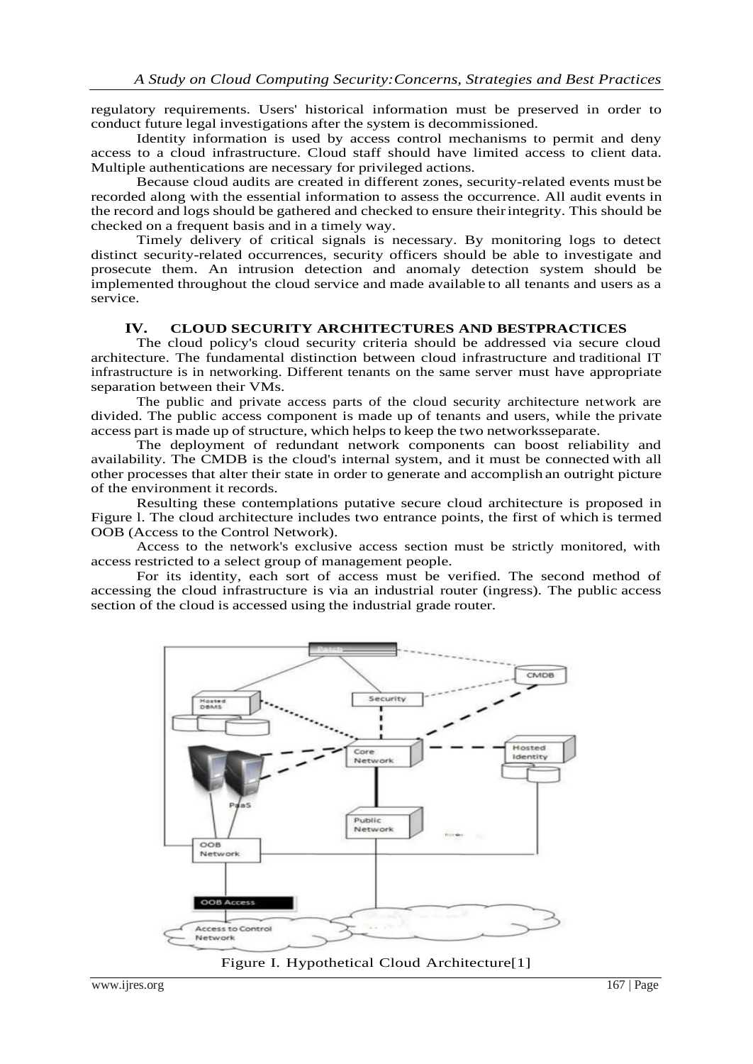regulatory requirements. Users' historical information must be preserved in order to conduct future legal investigations after the system is decommissioned.

Identity information is used by access control mechanisms to permit and deny access to a cloud infrastructure. Cloud staff should have limited access to client data. Multiple authentications are necessary for privileged actions.

Because cloud audits are created in different zones, security-related events must be recorded along with the essential information to assess the occurrence. All audit events in the record and logs should be gathered and checked to ensure their integrity. This should be checked on a frequent basis and in a timely way.

Timely delivery of critical signals is necessary. By monitoring logs to detect distinct security-related occurrences, security officers should be able to investigate and prosecute them. An intrusion detection and anomaly detection system should be implemented throughout the cloud service and made available to all tenants and users as a service.

## IV. CLOUD SECURITY ARCHITECTURES AND BESTPRACTICES

The cloud policy's cloud security criteria should be addressed via secure cloud architecture. The fundamental distinction between cloud infrastructure and traditional IT infrastructure is in networking. Different tenants on the same server must have appropriate separation between their VMs.

The public and private access parts of the cloud security architecture network are divided. The public access component is made up of tenants and users, while the private access part is made up of structure, which helps to keep the two networksseparate.

The deployment of redundant network components can boost reliability and availability. The CMDB is the cloud's internal system, and it must be connected with all other processes that alter their state in order to generate and accomplish an outright picture of the environment it records.

Resulting these contemplations putative secure cloud architecture is proposed in Figure l. The cloud architecture includes two entrance points, the first of which is termed OOB (Access to the Control Network).

Access to the network's exclusive access section must be strictly monitored, with access restricted to a select group of management people.

For its identity, each sort of access must be verified. The second method of accessing the cloud infrastructure is via an industrial router (ingress). The public access section of the cloud is accessed using the industrial grade router.

Figure I. Hypothetical Cloud Architecture[1]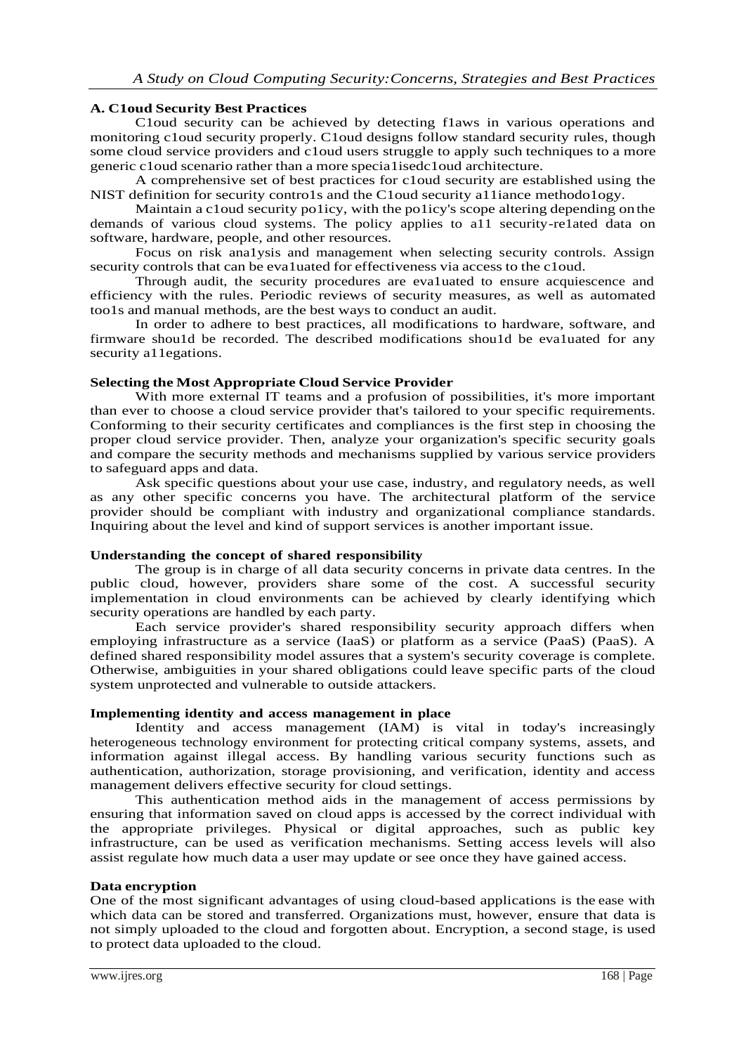### A. C1oud Security Best Practices

C1oud security can be achieved by detecting f1aws in various operations and monitoring c1oud security properly. C1oud designs follow standard security rules, though some cloud service providers and c1oud users struggle to apply such techniques to a more generic c1oud scenario rather than a more specia1isedc1oud architecture.

A comprehensive set of best practices for c1oud security are established using the NIST definition for security contro1s and the C1oud security a11iance methodo1ogy.

Maintain a c1oud security po1icy, with the po1icy's scope altering depending on the demands of various cloud systems. The policy applies to a11 security-re1ated data on software, hardware, people, and other resources.

Focus on risk ana1ysis and management when selecting security controls. Assign security controls that can be eva1uated for effectiveness via access to the c1oud.

Through audit, the security procedures are eva1uated to ensure acquiescence and efficiency with the rules. Periodic reviews of security measures, as well as automated too1s and manual methods, are the best ways to conduct an audit.

In order to adhere to best practices, all modifications to hardware, software, and firmware shou1d be recorded. The described modifications shou1d be eva1uated for any security a11egations.

**Selecting the Most Appropriate Cloud Service Provider**

With more external IT teams and a profusion of possibilities, it's more important than ever to choose a cloud service provider that's tailored to your specific requirements. Conforming to their security certificates and compliances is the first step in choosing the proper cloud service provider. Then, analyze your organization's specific security goals and compare the security methods and mechanisms supplied by various service providers to safeguard apps and data.

Ask specific questions about your use case, industry, and regulatory needs, as well as any other specific concerns you have. The architectural platform of the service provider should be compliant with industry and organizational compliance standards. Inquiring about the level and kind of support services is another important issue.

**Understanding the concept of shared responsibility**

The group is in charge of all data security concerns in private data centres. In the public cloud, however, providers share some of the cost. A successful security implementation in cloud environments can be achieved by clearly identifying which security operations are handled by each party.

Each service provider's shared responsibility security approach differs when employing infrastructure as a service (IaaS) or platform as a service (PaaS) (PaaS). A defined shared responsibility model assures that a system's security coverage is complete. Otherwise, ambiguities in your shared obligations could leave specific parts of the cloud system unprotected and vulnerable to outside attackers.

**Implementing identity and access management in place**

Identity and access management (IAM) is vital in today's increasingly heterogeneous technology environment for protecting critical company systems, assets, and information against illegal access. By handling various security functions such as authentication, authorization, storage provisioning, and verification, identity and access management delivers effective security for cloud settings.

This authentication method aids in the management of access permissions by ensuring that information saved on cloud apps is accessed by the correct individual with the appropriate privileges. Physical or digital approaches, such as public key infrastructure, can be used as verification mechanisms. Setting access levels will also assist regulate how much data a user may update or see once they have gained access.

**Data encryption**

One of the most significant advantages of using cloud-based applications is the ease with which data can be stored and transferred. Organizations must, however, ensure that data is not simply uploaded to the cloud and forgotten about. Encryption, a second stage, is used to protect data uploaded to the cloud.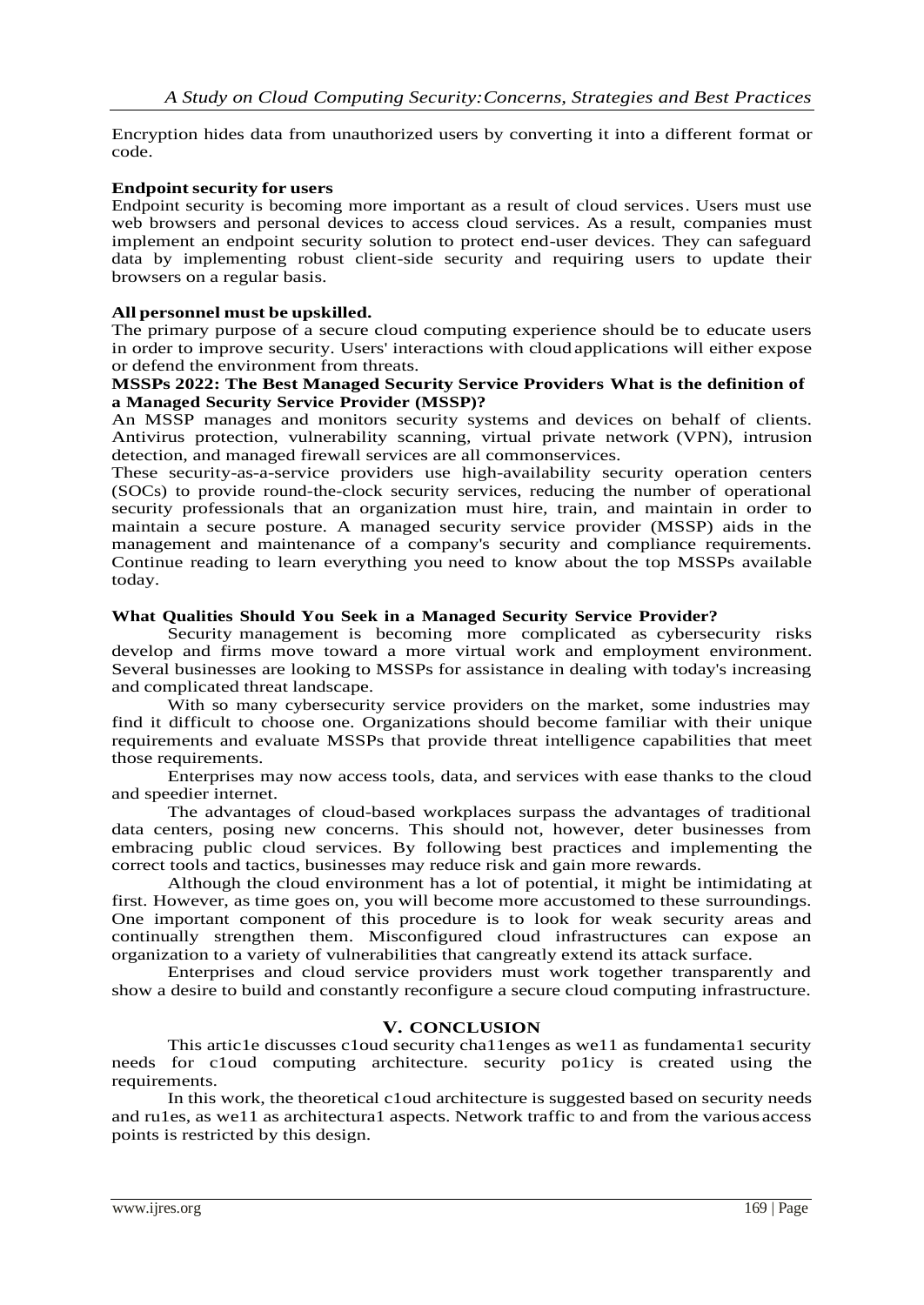Encryption hides data from unauthorized users by converting it into a different format or code.

**Endpoint security for users**

Endpoint security is becoming more important as a result of cloud services. Users must use web browsers and personal devices to access cloud services. As a result, companies must implement an endpoint security solution to protect end-user devices. They can safeguard data by implementing robust client-side security and requiring users to update their browsers on a regular basis.

**All personnel must be upskilled.**

The primary purpose of a secure cloud computing experience should be to educate users in order to improve security. Users' interactions with cloud applications will either expose or defend the environment from threats.

**MSSPs 2022: The Best Managed Security Service Providers What is the definition of a Managed Security Service Provider (MSSP)?**

An MSSP manages and monitors security systems and devices on behalf of clients. Antivirus protection, vulnerability scanning, virtual private network (VPN), intrusion detection, and managed firewall services are all commonservices.

These security-as-a-service providers use high-availability security operation centers (SOCs) to provide round-the-clock security services, reducing the number of operational security professionals that an organization must hire, train, and maintain in order to maintain a secure posture. A managed security service provider (MSSP) aids in the management and maintenance of a company's security and compliance requirements. Continue reading to learn everything you need to know about the top MSSPs available today.

**What Qualities Should You Seek in a Managed Security Service Provider?**

Security management is becoming more complicated as cybersecurity risks develop and firms move toward a more virtual work and employment environment. Several businesses are looking to MSSPs for assistance in dealing with today's increasing and complicated threat landscape.

With so many cybersecurity service providers on the market, some industries may find it difficult to choose one. Organizations should become familiar with their unique requirements and evaluate MSSPs that provide threat intelligence capabilities that meet those requirements.

Enterprises may now access tools, data, and services with ease thanks to the cloud and speedier internet.

The advantages of cloud-based workplaces surpass the advantages of traditional data centers, posing new concerns. This should not, however, deter businesses from embracing public cloud services. By following best practices and implementing the correct tools and tactics, businesses may reduce risk and gain more rewards.

Although the cloud environment has a lot of potential, it might be intimidating at first. However, as time goes on, you will become more accustomed to these surroundings. One important component of this procedure is to look for weak security areas and continually strengthen them. Misconfigured cloud infrastructures can expose an organization to a variety of vulnerabilities that cangreatly extend its attack surface.

Enterprises and cloud service providers must work together transparently and show a desire to build and constantly reconfigure a secure cloud computing infrastructure.

## V. CONCLUSION

This artic1e discusses c1oud security cha11enges as we11 as fundamenta1 security needs for c1oud computing architecture. security po1icy is created using the requirements.

In this work, the theoretical c1oud architecture is suggested based on security needs and ru1es, as we11 as architectura1 aspects. Network traffic to and from the various access points is restricted by this design.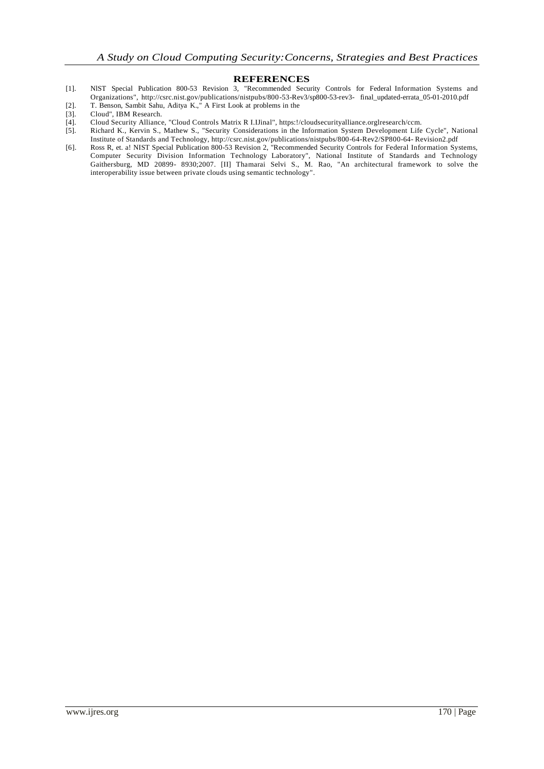## REFERENCES

[1]. NlST Special Publication 800-53 Revision 3, "Recommended Security Controls for Federal Information Systems and Organizations", http://csrc.nist.gov/publications/nistpubs/800-53-Rev3/sp800-53-rev3- final_updated-errata_05-01-2010.pdf

[2]. T. Benson, Sambit Sahu, Aditya K.," A First Look at problems in the

[3]. Cloud", IBM Research.

[4]. Cloud Security Alliance, "Cloud Controls Matrix R I.IJinal", https:!/cloudsecurityalliance.orglresearch/ccm.

[5]. Richard K., Kervin S., Mathew S., "Security Considerations in the Information System Development Life Cycle", National Institute of Standards and Technology, http://csrc.nist.gov/publications/nistpubs/800-64-Rev2/SP800-64- Revision2.pdf

[6]. Ross R, et. a! NIST Special Publication 800-53 Revision 2, "Recommended Security Controls for Federal Information Systems, Computer Security Division Information Technology Laboratory", National Institute of Standards and Technology Gaithersburg, MD 20899- 8930;2007. [II] Thamarai Selvi S., M. Rao, "An architectural framework to solve the interoperability issue between private clouds using semantic technology".